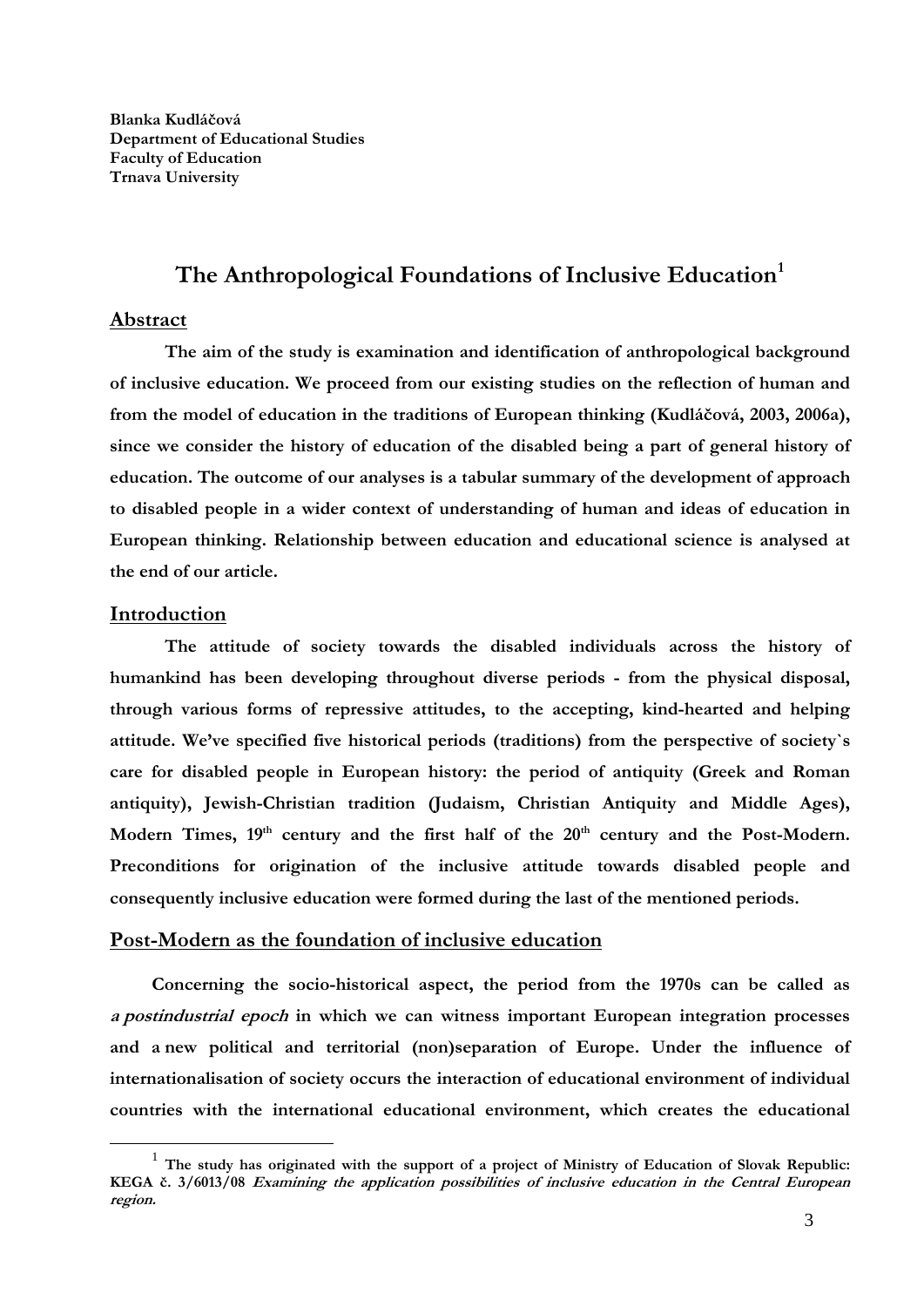**Blanka Kudláčová**
**Department of Educational Studies**
**Faculty of Education**
**Trnava University**

# The Anthropological Foundations of Inclusive Education[1]

## Abstract

**The aim of the study is examination and identification of anthropological background of inclusive education. We proceed from our existing studies on the reflection of human and from the model of education in the traditions of European thinking (Kudláčová, 2003, 2006a), since we consider the history of education of the disabled being a part of general history of education. The outcome of our analyses is a tabular summary of the development of approach to disabled people in a wider context of understanding of human and ideas of education in European thinking. Relationship between education and educational science is analysed at the end of our article.**

## Introduction

**The attitude of society towards the disabled individuals across the history of humankind has been developing throughout diverse periods - from the physical disposal, through various forms of repressive attitudes, to the accepting, kind-hearted and helping attitude. We've specified five historical periods (traditions) from the perspective of society`s care for disabled people in European history: the period of antiquity (Greek and Roman antiquity), Jewish-Christian tradition (Judaism, Christian Antiquity and Middle Ages), Modern Times, 19th century and the first half of the 20th century and the Post-Modern. Preconditions for origination of the inclusive attitude towards disabled people and consequently inclusive education were formed during the last of the mentioned periods.**

## Post-Modern as the foundation of inclusive education

**Concerning the socio-historical aspect, the period from the 1970s can be called as *a postindustrial epoch* in which we can witness important European integration processes and a new political and territorial (non)separation of Europe. Under the influence of internationalisation of society occurs the interaction of educational environment of individual countries with the international educational environment, which creates the educational**

---

[1] **The study has originated with the support of a project of Ministry of Education of Slovak Republic: KEGA č. 3/6013/08 *Examining the application possibilities of inclusive education in the Central European region.***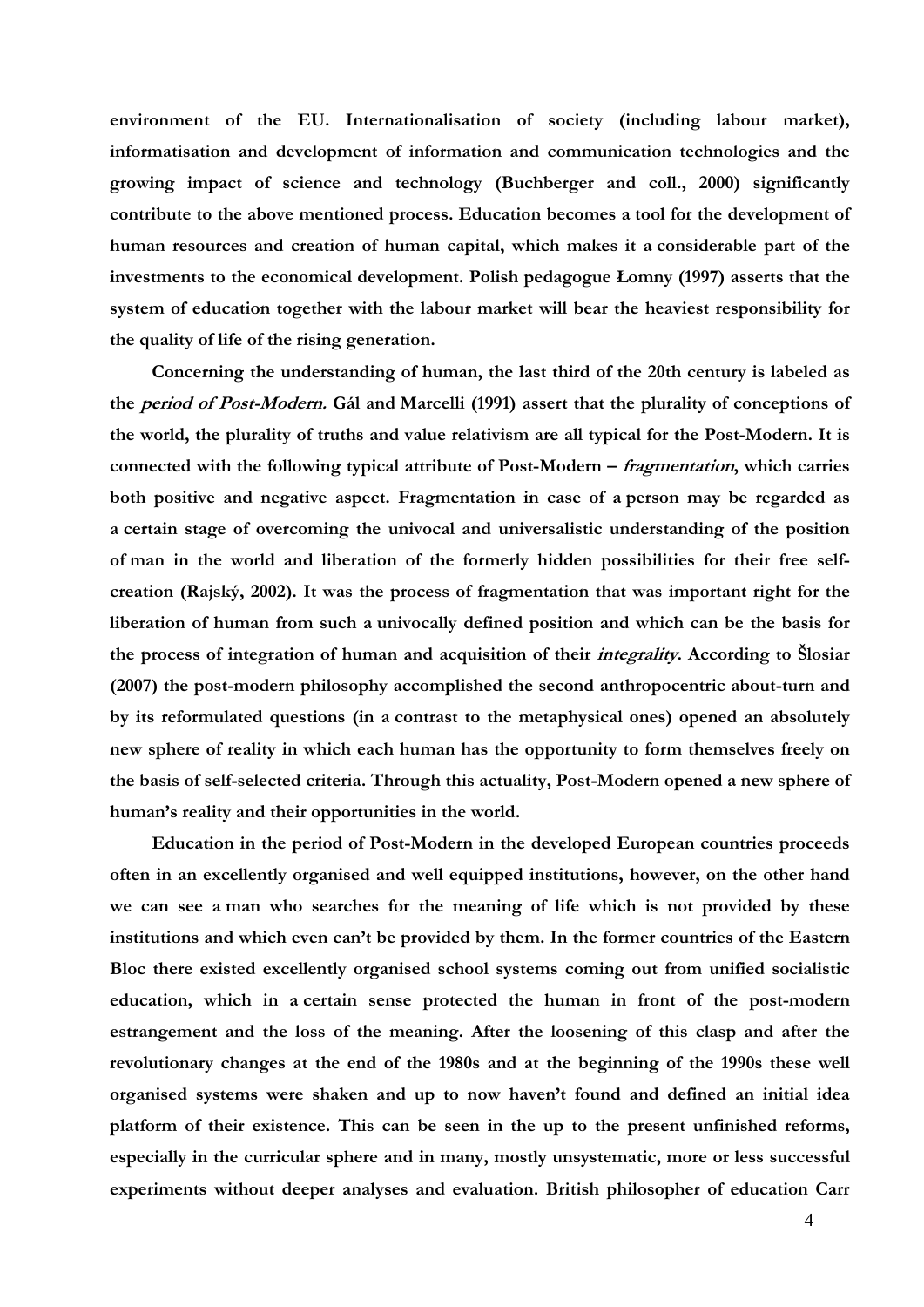**environment of the EU. Internationalisation of society (including labour market), informatisation and development of information and communication technologies and the growing impact of science and technology (Buchberger and coll., 2000) significantly contribute to the above mentioned process. Education becomes a tool for the development of human resources and creation of human capital, which makes it a considerable part of the investments to the economical development. Polish pedagogue Łomny (1997) asserts that the system of education together with the labour market will bear the heaviest responsibility for the quality of life of the rising generation.**

**Concerning the understanding of human, the last third of the 20th century is labeled as the *period of Post-Modern.* Gál and Marcelli (1991) assert that the plurality of conceptions of the world, the plurality of truths and value relativism are all typical for the Post-Modern. It is connected with the following typical attribute of Post-Modern – *fragmentation*, which carries both positive and negative aspect. Fragmentation in case of a person may be regarded as a certain stage of overcoming the univocal and universalistic understanding of the position of man in the world and liberation of the formerly hidden possibilities for their free self-creation (Rajský, 2002). It was the process of fragmentation that was important right for the liberation of human from such a univocally defined position and which can be the basis for the process of integration of human and acquisition of their *integrality*. According to Šlosiar (2007) the post-modern philosophy accomplished the second anthropocentric about-turn and by its reformulated questions (in a contrast to the metaphysical ones) opened an absolutely new sphere of reality in which each human has the opportunity to form themselves freely on the basis of self-selected criteria. Through this actuality, Post-Modern opened a new sphere of human's reality and their opportunities in the world.**

**Education in the period of Post-Modern in the developed European countries proceeds often in an excellently organised and well equipped institutions, however, on the other hand we can see a man who searches for the meaning of life which is not provided by these institutions and which even can't be provided by them. In the former countries of the Eastern Bloc there existed excellently organised school systems coming out from unified socialistic education, which in a certain sense protected the human in front of the post-modern estrangement and the loss of the meaning. After the loosening of this clasp and after the revolutionary changes at the end of the 1980s and at the beginning of the 1990s these well organised systems were shaken and up to now haven't found and defined an initial idea platform of their existence. This can be seen in the up to the present unfinished reforms, especially in the curricular sphere and in many, mostly unsystematic, more or less successful experiments without deeper analyses and evaluation. British philosopher of education Carr**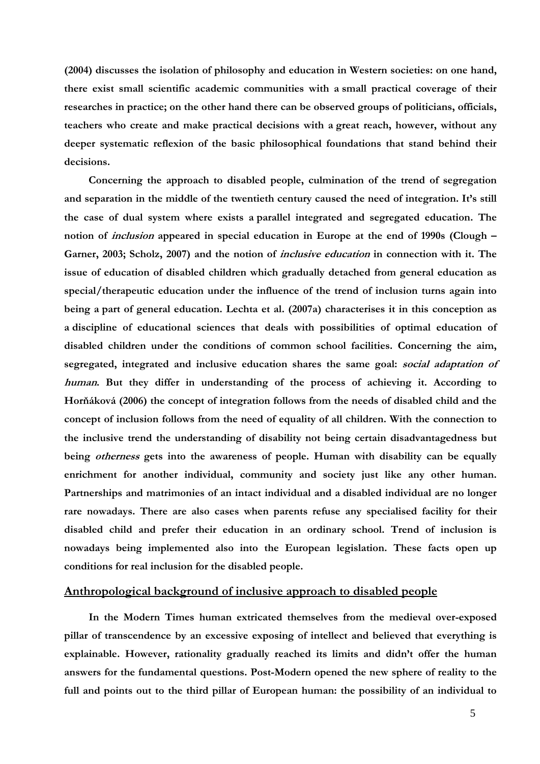(2004) discusses the isolation of philosophy and education in Western societies: on one hand, there exist small scientific academic communities with a small practical coverage of their researches in practice; on the other hand there can be observed groups of politicians, officials, teachers who create and make practical decisions with a great reach, however, without any deeper systematic reflexion of the basic philosophical foundations that stand behind their decisions.

Concerning the approach to disabled people, culmination of the trend of segregation and separation in the middle of the twentieth century caused the need of integration. It's still the case of dual system where exists a parallel integrated and segregated education. The notion of *inclusion* appeared in special education in Europe at the end of 1990s (Clough – Garner, 2003; Scholz, 2007) and the notion of *inclusive education* in connection with it. The issue of education of disabled children which gradually detached from general education as special/therapeutic education under the influence of the trend of inclusion turns again into being a part of general education. Lechta et al. (2007a) characterises it in this conception as a discipline of educational sciences that deals with possibilities of optimal education of disabled children under the conditions of common school facilities. Concerning the aim, segregated, integrated and inclusive education shares the same goal: *social adaptation of human*. But they differ in understanding of the process of achieving it. According to Horňáková (2006) the concept of integration follows from the needs of disabled child and the concept of inclusion follows from the need of equality of all children. With the connection to the inclusive trend the understanding of disability not being certain disadvantagedness but being *otherness* gets into the awareness of people. Human with disability can be equally enrichment for another individual, community and society just like any other human. Partnerships and matrimonies of an intact individual and a disabled individual are no longer rare nowadays. There are also cases when parents refuse any specialised facility for their disabled child and prefer their education in an ordinary school. Trend of inclusion is nowadays being implemented also into the European legislation. These facts open up conditions for real inclusion for the disabled people.

## Anthropological background of inclusive approach to disabled people

In the Modern Times human extricated themselves from the medieval over-exposed pillar of transcendence by an excessive exposing of intellect and believed that everything is explainable. However, rationality gradually reached its limits and didn't offer the human answers for the fundamental questions. Post-Modern opened the new sphere of reality to the full and points out to the third pillar of European human: the possibility of an individual to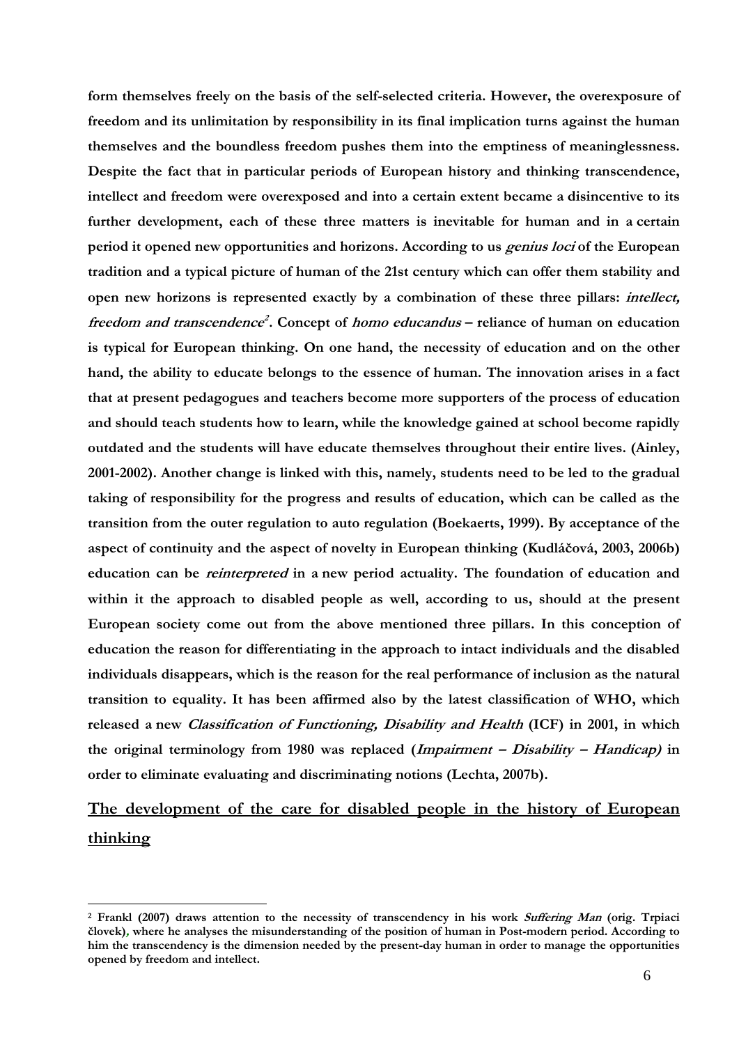**form themselves freely on the basis of the self-selected criteria. However, the overexposure of freedom and its unlimitation by responsibility in its final implication turns against the human themselves and the boundless freedom pushes them into the emptiness of meaninglessness. Despite the fact that in particular periods of European history and thinking transcendence, intellect and freedom were overexposed and into a certain extent became a disincentive to its further development, each of these three matters is inevitable for human and in a certain period it opened new opportunities and horizons. According to us *genius loci* of the European tradition and a typical picture of human of the 21st century which can offer them stability and open new horizons is represented exactly by a combination of these three pillars: *intellect, freedom and transcendence*[2]. Concept of *homo educandus* – reliance of human on education is typical for European thinking. On one hand, the necessity of education and on the other hand, the ability to educate belongs to the essence of human. The innovation arises in a fact that at present pedagogues and teachers become more supporters of the process of education and should teach students how to learn, while the knowledge gained at school become rapidly outdated and the students will have educate themselves throughout their entire lives. (Ainley, 2001-2002). Another change is linked with this, namely, students need to be led to the gradual taking of responsibility for the progress and results of education, which can be called as the transition from the outer regulation to auto regulation (Boekaerts, 1999). By acceptance of the aspect of continuity and the aspect of novelty in European thinking (Kudláčová, 2003, 2006b) education can be *reinterpreted* in a new period actuality. The foundation of education and within it the approach to disabled people as well, according to us, should at the present European society come out from the above mentioned three pillars. In this conception of education the reason for differentiating in the approach to intact individuals and the disabled individuals disappears, which is the reason for the real performance of inclusion as the natural transition to equality. It has been affirmed also by the latest classification of WHO, which released a new *Classification of Functioning, Disability and Health* (ICF) in 2001, in which the original terminology from 1980 was replaced (*Impairment – Disability – Handicap)* in order to eliminate evaluating and discriminating notions (Lechta, 2007b).**

## The development of the care for disabled people in the history of European thinking

---

[2] **Frankl (2007) draws attention to the necessity of transcendency in his work *Suffering Man* (orig. Trpiaci človek), where he analyses the misunderstanding of the position of human in Post-modern period. According to him the transcendency is the dimension needed by the present-day human in order to manage the opportunities opened by freedom and intellect.**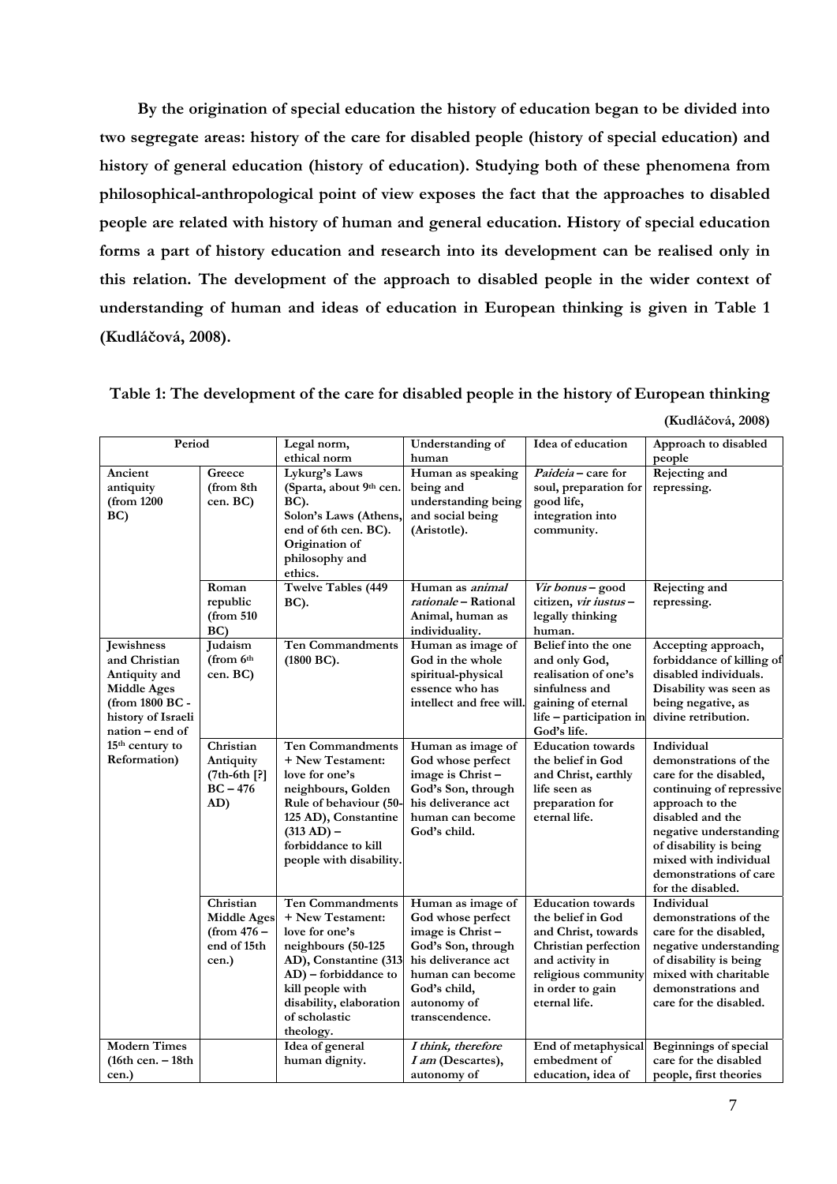**By the origination of special education the history of education began to be divided into two segregate areas: history of the care for disabled people (history of special education) and history of general education (history of education). Studying both of these phenomena from philosophical-anthropological point of view exposes the fact that the approaches to disabled people are related with history of human and general education. History of special education forms a part of history education and research into its development can be realised only in this relation. The development of the approach to disabled people in the wider context of understanding of human and ideas of education in European thinking is given in Table 1 (Kudláčová, 2008).**

**Table 1: The development of the care for disabled people in the history of European thinking (Kudláčová, 2008)**

| Period | | Legal norm, ethical norm | Understanding of human | Idea of education | Approach to disabled people |
|---|---|---|---|---|---|
| **Ancient antiquity (from 1200 BC)** | **Greece (from 8th cen. BC)** | **Lykurg's Laws (Sparta, about 9th cen. BC). Solon's Laws (Athens, end of 6th cen. BC). Origination of philosophy and ethics.** | **Human as speaking being and understanding being and social being (Aristotle).** | ***Paideia* – care for soul, preparation for good life, integration into community.** | **Rejecting and repressing.** |
| | **Roman republic (from 510 BC)** | **Twelve Tables (449 BC).** | **Human as *animal rationale* – Rational Animal, human as individuality.** | ***Vir bonus* – good citizen, *vir iustus* – legally thinking human.** | **Rejecting and repressing.** |
| **Jewishness and Christian Antiquity and Middle Ages (from 1800 BC - history of Israeli nation – end of 15th century to Reformation)** | **Judaism (from 6th cen. BC)** | **Ten Commandments (1800 BC).** | **Human as image of God in the whole spiritual-physical essence who has intellect and free will.** | **Belief into the one and only God, realisation of one's sinfulness and gaining of eternal life – participation in God's life.** | **Accepting approach, forbiddance of killing of disabled individuals. Disability was seen as being negative, as divine retribution.** |
| | **Christian Antiquity (7th-6th [?] BC – 476 AD)** | **Ten Commandments + New Testament: love for one's neighbours, Golden Rule of behaviour (50-125 AD), Constantine (313 AD) – forbiddance to kill people with disability.** | **Human as image of God whose perfect image is Christ – God's Son, through his deliverance act human can become God's child.** | **Education towards the belief in God and Christ, earthly life seen as preparation for eternal life.** | **Individual demonstrations of the care for the disabled, continuing of repressive approach to the disabled and the negative understanding of disability is being mixed with individual demonstrations of care for the disabled.** |
| | **Christian Middle Ages (from 476 – end of 15th cen.)** | **Ten Commandments + New Testament: love for one's neighbours (50-125 AD), Constantine (313 AD) – forbiddance to kill people with disability, elaboration of scholastic theology.** | **Human as image of God whose perfect image is Christ – God's Son, through his deliverance act human can become God's child, autonomy of transcendence.** | **Education towards the belief in God and Christ, towards Christian perfection and activity in religious community in order to gain eternal life.** | **Individual demonstrations of the care for the disabled, negative understanding of disability is being mixed with charitable demonstrations and care for the disabled.** |
| **Modern Times (16th cen. – 18th cen.)** | | **Idea of general human dignity.** | ***I think, therefore I am* (Descartes), autonomy of** | **End of metaphysical embedment of education, idea of** | **Beginnings of special care for the disabled people, first theories** |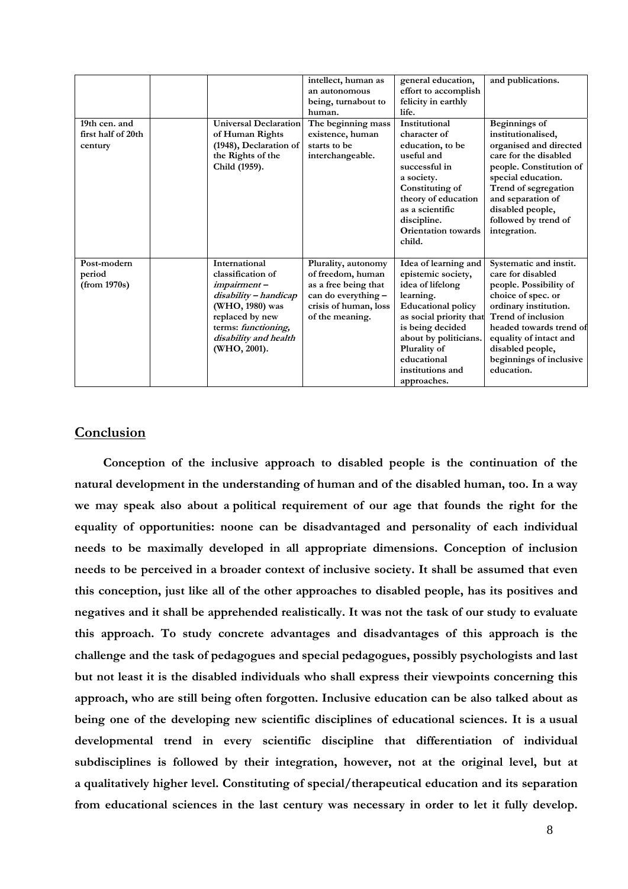| | | | intellect, human as an autonomous being, turnabout to human. | general education, effort to accomplish felicity in earthly life. | and publications. |
|---|---|---|---|---|---|
| **19th cen. and first half of 20th century** | | **Universal Declaration of Human Rights (1948), Declaration of the Rights of the Child (1959).** | **The beginning mass existence, human starts to be interchangeable.** | **Institutional character of education, to be useful and successful in a society. Constituting of theory of education as a scientific discipline. Orientation towards child.** | **Beginnings of institutionalised, organised and directed care for the disabled people. Constitution of special education. Trend of segregation and separation of disabled people, followed by trend of integration.** |
| **Post-modern period (from 1970s)** | | **International classification of *impairment – disability – handicap* (WHO, 1980) was replaced by new terms: *functioning, disability and health* (WHO, 2001).** | **Plurality, autonomy of freedom, human as a free being that can do everything – crisis of human, loss of the meaning.** | **Idea of learning and epistemic society, idea of lifelong learning. Educational policy as social priority that is being decided about by politicians. Plurality of educational institutions and approaches.** | **Systematic and instit. care for disabled people. Possibility of choice of spec. or ordinary institution. Trend of inclusion headed towards trend of equality of intact and disabled people, beginnings of inclusive education.** |

## Conclusion

**Conception of the inclusive approach to disabled people is the continuation of the natural development in the understanding of human and of the disabled human, too. In a way we may speak also about a political requirement of our age that founds the right for the equality of opportunities: noone can be disadvantaged and personality of each individual needs to be maximally developed in all appropriate dimensions. Conception of inclusion needs to be perceived in a broader context of inclusive society. It shall be assumed that even this conception, just like all of the other approaches to disabled people, has its positives and negatives and it shall be apprehended realistically. It was not the task of our study to evaluate this approach. To study concrete advantages and disadvantages of this approach is the challenge and the task of pedagogues and special pedagogues, possibly psychologists and last but not least it is the disabled individuals who shall express their viewpoints concerning this approach, who are still being often forgotten. Inclusive education can be also talked about as being one of the developing new scientific disciplines of educational sciences. It is a usual developmental trend in every scientific discipline that differentiation of individual subdisciplines is followed by their integration, however, not at the original level, but at a qualitatively higher level. Constituting of special/therapeutical education and its separation from educational sciences in the last century was necessary in order to let it fully develop.**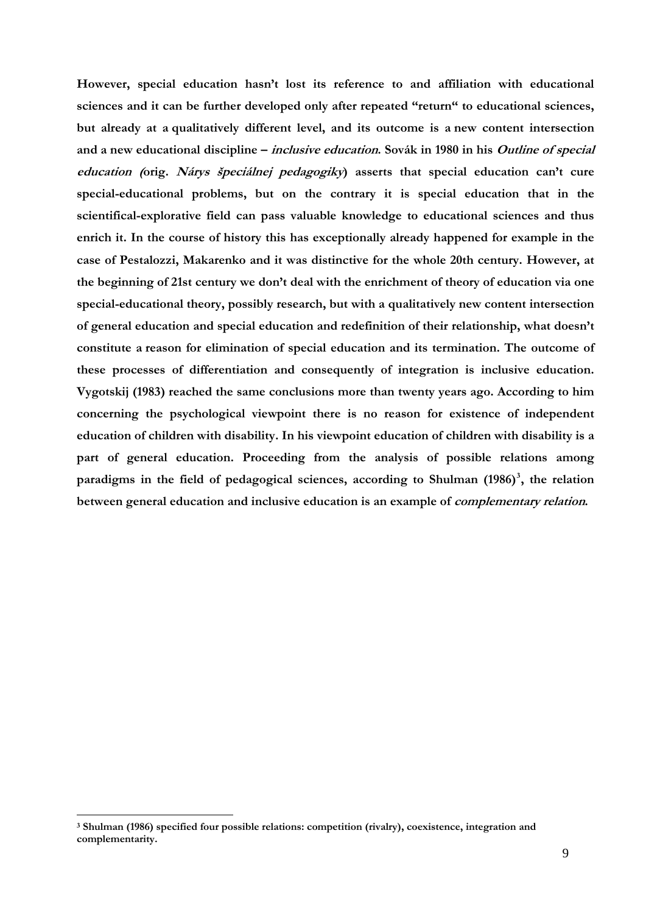**However, special education hasn't lost its reference to and affiliation with educational sciences and it can be further developed only after repeated "return" to educational sciences, but already at a qualitatively different level, and its outcome is a new content intersection and a new educational discipline – *inclusive education*. Sovák in 1980 in his *Outline of special education (*orig. *Nárys špeciálnej pedagogiky*) asserts that special education can't cure special-educational problems, but on the contrary it is special education that in the scientifical-explorative field can pass valuable knowledge to educational sciences and thus enrich it. In the course of history this has exceptionally already happened for example in the case of Pestalozzi, Makarenko and it was distinctive for the whole 20th century. However, at the beginning of 21st century we don't deal with the enrichment of theory of education via one special-educational theory, possibly research, but with a qualitatively new content intersection of general education and special education and redefinition of their relationship, what doesn't constitute a reason for elimination of special education and its termination. The outcome of these processes of differentiation and consequently of integration is inclusive education. Vygotskij (1983) reached the same conclusions more than twenty years ago. According to him concerning the psychological viewpoint there is no reason for existence of independent education of children with disability. In his viewpoint education of children with disability is a part of general education. Proceeding from the analysis of possible relations among paradigms in the field of pedagogical sciences, according to Shulman (1986)[3], the relation between general education and inclusive education is an example of *complementary relation*.**

**[3] Shulman (1986) specified four possible relations: competition (rivalry), coexistence, integration and complementarity.**